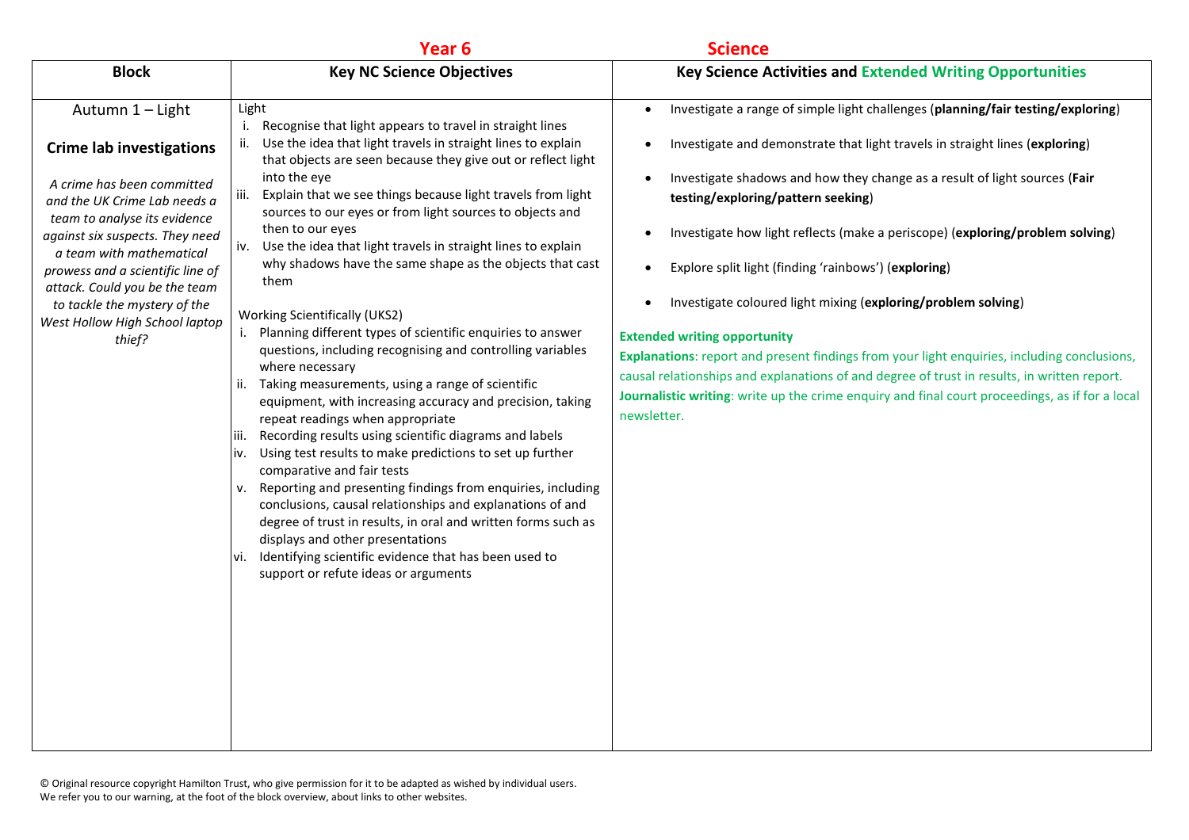# Year 6 Science

| Block | Key NC Science Objectives | Key Science Activities and Extended Writing Opportunities |
|---|---|---|
| Autumn 1 – Light<br><br>**Crime lab investigations**<br><br>*A crime has been committed and the UK Crime Lab needs a team to analyse its evidence against six suspects. They need a team with mathematical prowess and a scientific line of attack. Could you be the team to tackle the mystery of the West Hollow High School laptop thief?* | Light<br>i. Recognise that light appears to travel in straight lines<br>ii. Use the idea that light travels in straight lines to explain that objects are seen because they give out or reflect light into the eye<br>iii. Explain that we see things because light travels from light sources to our eyes or from light sources to objects and then to our eyes<br>iv. Use the idea that light travels in straight lines to explain why shadows have the same shape as the objects that cast them<br><br>Working Scientifically (UKS2)<br>i. Planning different types of scientific enquiries to answer questions, including recognising and controlling variables where necessary<br>ii. Taking measurements, using a range of scientific equipment, with increasing accuracy and precision, taking repeat readings when appropriate<br>iii. Recording results using scientific diagrams and labels<br>iv. Using test results to make predictions to set up further comparative and fair tests<br>v. Reporting and presenting findings from enquiries, including conclusions, causal relationships and explanations of and degree of trust in results, in oral and written forms such as displays and other presentations<br>vi. Identifying scientific evidence that has been used to support or refute ideas or arguments | • Investigate a range of simple light challenges (**planning/fair testing/exploring**)<br>• Investigate and demonstrate that light travels in straight lines (**exploring**)<br>• Investigate shadows and how they change as a result of light sources (**Fair testing/exploring/pattern seeking**)<br>• Investigate how light reflects (make a periscope) (**exploring/problem solving**)<br>• Explore split light (finding 'rainbows') (**exploring**)<br>• Investigate coloured light mixing (**exploring/problem solving**)<br><br>**Extended writing opportunity**<br>**Explanations**: report and present findings from your light enquiries, including conclusions, causal relationships and explanations of and degree of trust in results, in written report.<br>**Journalistic writing**: write up the crime enquiry and final court proceedings, as if for a local newsletter. |

© Original resource copyright Hamilton Trust, who give permission for it to be adapted as wished by individual users.
We refer you to our warning, at the foot of the block overview, about links to other websites.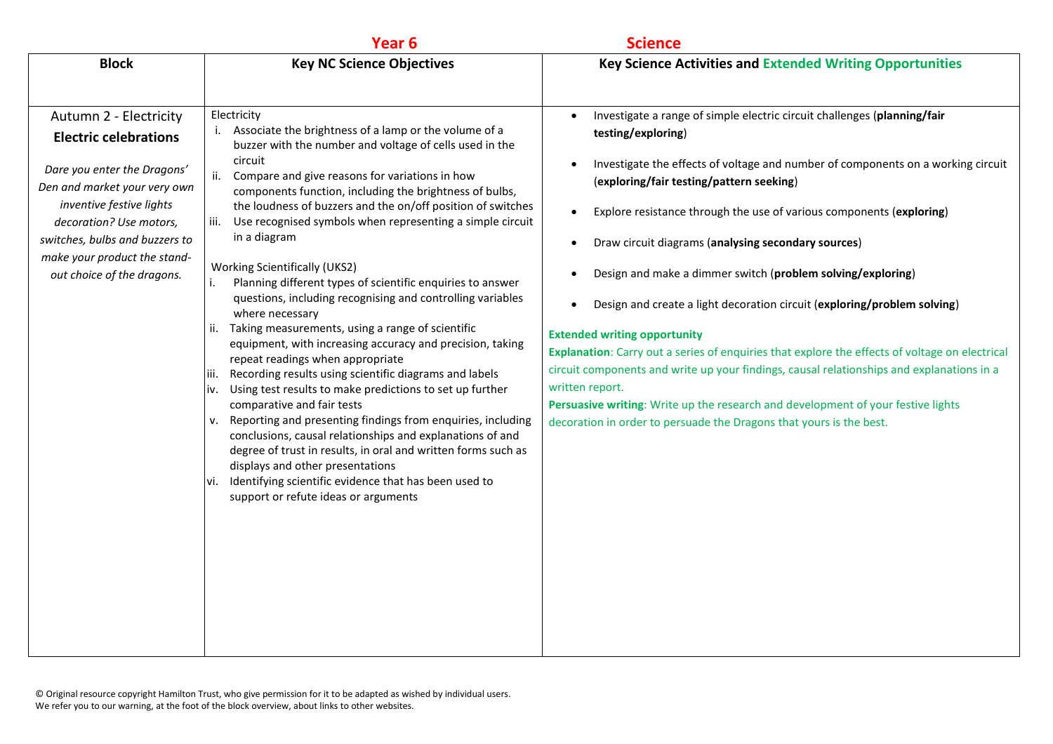**Year 6** **Science**

| Block | Key NC Science Objectives | Key Science Activities and Extended Writing Opportunities |
|---|---|---|
| Autumn 2 - Electricity<br>**Electric celebrations**<br><br>*Dare you enter the Dragons' Den and market your very own inventive festive lights decoration? Use motors, switches, bulbs and buzzers to make your product the stand-out choice of the dragons.* | Electricity<br>i. Associate the brightness of a lamp or the volume of a buzzer with the number and voltage of cells used in the circuit<br>ii. Compare and give reasons for variations in how components function, including the brightness of bulbs, the loudness of buzzers and the on/off position of switches<br>iii. Use recognised symbols when representing a simple circuit in a diagram<br><br>Working Scientifically (UKS2)<br>i. Planning different types of scientific enquiries to answer questions, including recognising and controlling variables where necessary<br>ii. Taking measurements, using a range of scientific equipment, with increasing accuracy and precision, taking repeat readings when appropriate<br>iii. Recording results using scientific diagrams and labels<br>iv. Using test results to make predictions to set up further comparative and fair tests<br>v. Reporting and presenting findings from enquiries, including conclusions, causal relationships and explanations of and degree of trust in results, in oral and written forms such as displays and other presentations<br>vi. Identifying scientific evidence that has been used to support or refute ideas or arguments | • Investigate a range of simple electric circuit challenges (**planning/fair testing/exploring**)<br>• Investigate the effects of voltage and number of components on a working circuit (**exploring/fair testing/pattern seeking**)<br>• Explore resistance through the use of various components (**exploring**)<br>• Draw circuit diagrams (**analysing secondary sources**)<br>• Design and make a dimmer switch (**problem solving/exploring**)<br>• Design and create a light decoration circuit (**exploring/problem solving**)<br><br>**Extended writing opportunity**<br>**Explanation**: Carry out a series of enquiries that explore the effects of voltage on electrical circuit components and write up your findings, causal relationships and explanations in a written report.<br>**Persuasive writing**: Write up the research and development of your festive lights decoration in order to persuade the Dragons that yours is the best. |

© Original resource copyright Hamilton Trust, who give permission for it to be adapted as wished by individual users.
We refer you to our warning, at the foot of the block overview, about links to other websites.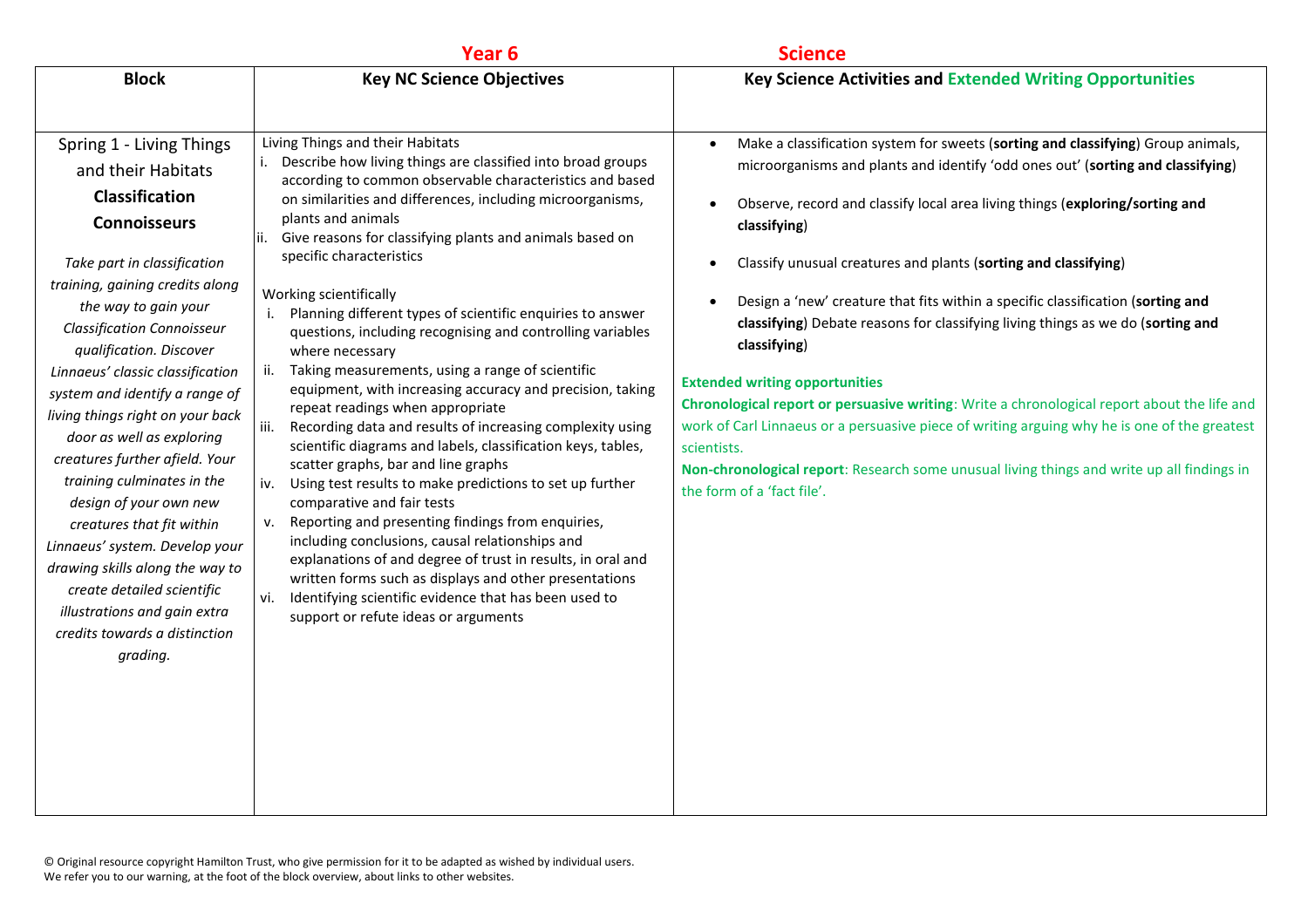## Year 6 Science

| Block | Key NC Science Objectives | Key Science Activities and Extended Writing Opportunities |
|---|---|---|
| Spring 1 - Living Things and their Habitats<br>**Classification Connoisseurs**<br><br>*Take part in classification training, gaining credits along the way to gain your Classification Connoisseur qualification. Discover Linnaeus' classic classification system and identify a range of living things right on your back door as well as exploring creatures further afield. Your training culminates in the design of your own new creatures that fit within Linnaeus' system. Develop your drawing skills along the way to create detailed scientific illustrations and gain extra credits towards a distinction grading.* | Living Things and their Habitats<br>i. Describe how living things are classified into broad groups according to common observable characteristics and based on similarities and differences, including microorganisms, plants and animals<br>ii. Give reasons for classifying plants and animals based on specific characteristics<br><br>Working scientifically<br>i. Planning different types of scientific enquiries to answer questions, including recognising and controlling variables where necessary<br>ii. Taking measurements, using a range of scientific equipment, with increasing accuracy and precision, taking repeat readings when appropriate<br>iii. Recording data and results of increasing complexity using scientific diagrams and labels, classification keys, tables, scatter graphs, bar and line graphs<br>iv. Using test results to make predictions to set up further comparative and fair tests<br>v. Reporting and presenting findings from enquiries, including conclusions, causal relationships and explanations of and degree of trust in results, in oral and written forms such as displays and other presentations<br>vi. Identifying scientific evidence that has been used to support or refute ideas or arguments | • Make a classification system for sweets (**sorting and classifying**) Group animals, microorganisms and plants and identify 'odd ones out' (**sorting and classifying**)<br><br>• Observe, record and classify local area living things (**exploring/sorting and classifying**)<br><br>• Classify unusual creatures and plants (**sorting and classifying**)<br><br>• Design a 'new' creature that fits within a specific classification (**sorting and classifying**) Debate reasons for classifying living things as we do (**sorting and classifying**)<br><br>**Extended writing opportunities**<br>**Chronological report or persuasive writing**: Write a chronological report about the life and work of Carl Linnaeus or a persuasive piece of writing arguing why he is one of the greatest scientists.<br>**Non-chronological report**: Research some unusual living things and write up all findings in the form of a 'fact file'. |

© Original resource copyright Hamilton Trust, who give permission for it to be adapted as wished by individual users.
We refer you to our warning, at the foot of the block overview, about links to other websites.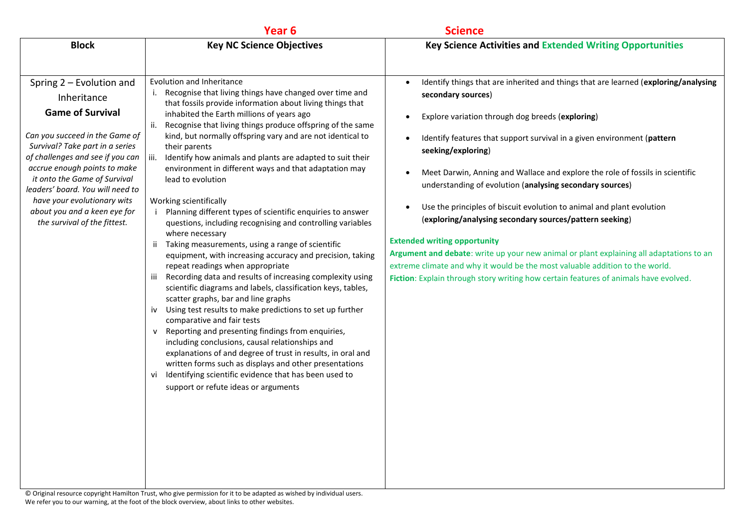**Year 6** **Science**

| Block | Key NC Science Objectives | Key Science Activities and Extended Writing Opportunities |
|---|---|---|
| Spring 2 – Evolution and Inheritance<br>**Game of Survival**<br><br>*Can you succeed in the Game of Survival? Take part in a series of challenges and see if you can accrue enough points to make it onto the Game of Survival leaders' board. You will need to have your evolutionary wits about you and a keen eye for the survival of the fittest.* | Evolution and Inheritance<br>i. Recognise that living things have changed over time and that fossils provide information about living things that inhabited the Earth millions of years ago<br>ii. Recognise that living things produce offspring of the same kind, but normally offspring vary and are not identical to their parents<br>iii. Identify how animals and plants are adapted to suit their environment in different ways and that adaptation may lead to evolution<br><br>Working scientifically<br>i Planning different types of scientific enquiries to answer questions, including recognising and controlling variables where necessary<br>ii Taking measurements, using a range of scientific equipment, with increasing accuracy and precision, taking repeat readings when appropriate<br>iii Recording data and results of increasing complexity using scientific diagrams and labels, classification keys, tables, scatter graphs, bar and line graphs<br>iv Using test results to make predictions to set up further comparative and fair tests<br>v Reporting and presenting findings from enquiries, including conclusions, causal relationships and explanations of and degree of trust in results, in oral and written forms such as displays and other presentations<br>vi Identifying scientific evidence that has been used to support or refute ideas or arguments | • Identify things that are inherited and things that are learned (**exploring/analysing secondary sources**)<br>• Explore variation through dog breeds (**exploring**)<br>• Identify features that support survival in a given environment (**pattern seeking/exploring**)<br>• Meet Darwin, Anning and Wallace and explore the role of fossils in scientific understanding of evolution (**analysing secondary sources**)<br>• Use the principles of biscuit evolution to animal and plant evolution (**exploring/analysing secondary sources/pattern seeking**)<br><br>**Extended writing opportunity**<br>**Argument and debate**: write up your new animal or plant explaining all adaptations to an extreme climate and why it would be the most valuable addition to the world.<br>**Fiction**: Explain through story writing how certain features of animals have evolved. |

© Original resource copyright Hamilton Trust, who give permission for it to be adapted as wished by individual users.
We refer you to our warning, at the foot of the block overview, about links to other websites.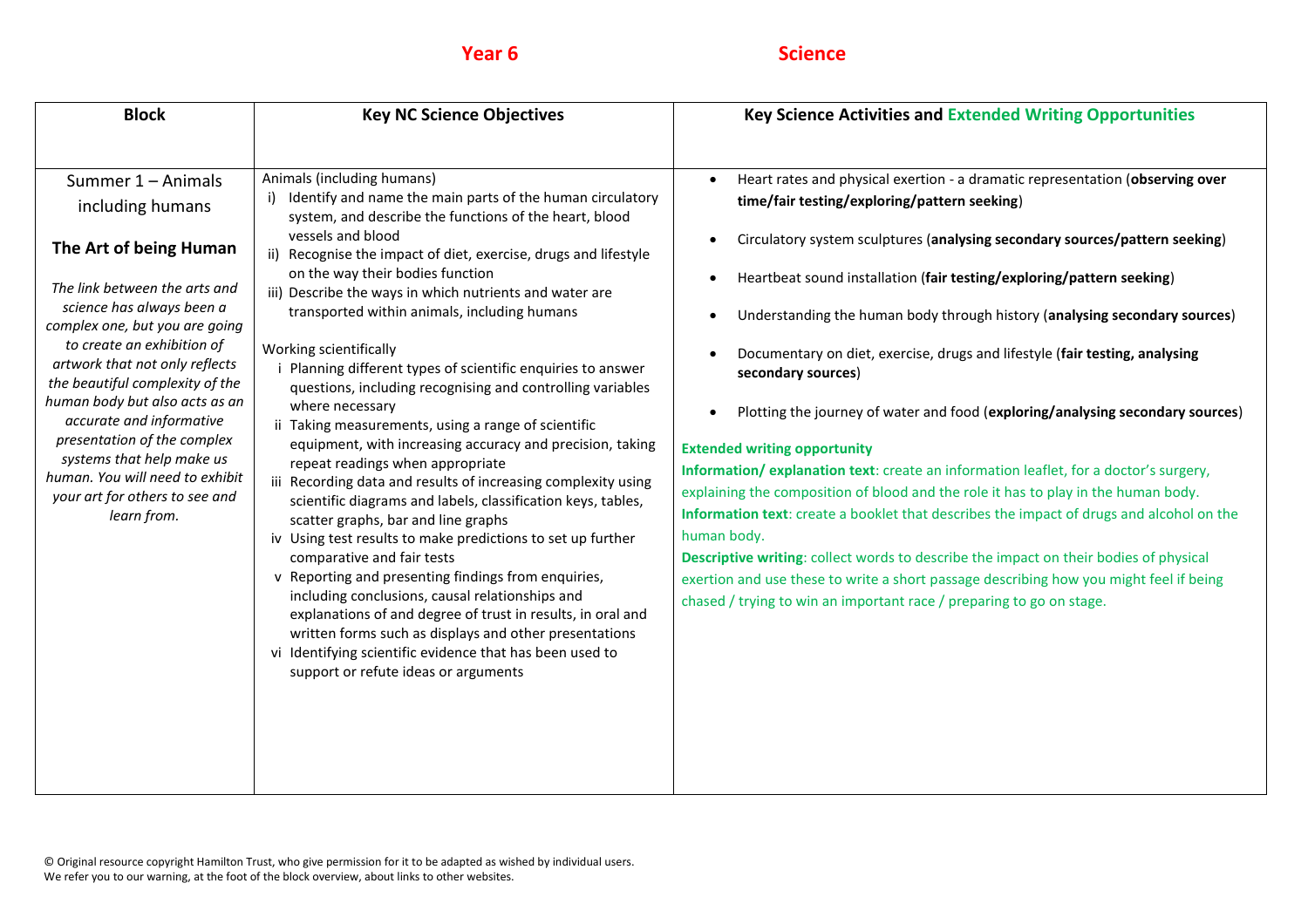**Year 6** **Science**

| Block | Key NC Science Objectives | Key Science Activities and Extended Writing Opportunities |
|---|---|---|
| Summer 1 – Animals including humans<br><br>**The Art of being Human**<br><br>*The link between the arts and science has always been a complex one, but you are going to create an exhibition of artwork that not only reflects the beautiful complexity of the human body but also acts as an accurate and informative presentation of the complex systems that help make us human. You will need to exhibit your art for others to see and learn from.* | Animals (including humans)<br>i) Identify and name the main parts of the human circulatory system, and describe the functions of the heart, blood vessels and blood<br>ii) Recognise the impact of diet, exercise, drugs and lifestyle on the way their bodies function<br>iii) Describe the ways in which nutrients and water are transported within animals, including humans<br><br>Working scientifically<br>i Planning different types of scientific enquiries to answer questions, including recognising and controlling variables where necessary<br>ii Taking measurements, using a range of scientific equipment, with increasing accuracy and precision, taking repeat readings when appropriate<br>iii Recording data and results of increasing complexity using scientific diagrams and labels, classification keys, tables, scatter graphs, bar and line graphs<br>iv Using test results to make predictions to set up further comparative and fair tests<br>v Reporting and presenting findings from enquiries, including conclusions, causal relationships and explanations of and degree of trust in results, in oral and written forms such as displays and other presentations<br>vi Identifying scientific evidence that has been used to support or refute ideas or arguments | • Heart rates and physical exertion - a dramatic representation (**observing over time/fair testing/exploring/pattern seeking**)<br>• Circulatory system sculptures (**analysing secondary sources/pattern seeking**)<br>• Heartbeat sound installation (**fair testing/exploring/pattern seeking**)<br>• Understanding the human body through history (**analysing secondary sources**)<br>• Documentary on diet, exercise, drugs and lifestyle (**fair testing, analysing secondary sources**)<br>• Plotting the journey of water and food (**exploring/analysing secondary sources**)<br><br>**Extended writing opportunity**<br>**Information/ explanation text**: create an information leaflet, for a doctor's surgery, explaining the composition of blood and the role it has to play in the human body.<br>**Information text**: create a booklet that describes the impact of drugs and alcohol on the human body.<br>**Descriptive writing**: collect words to describe the impact on their bodies of physical exertion and use these to write a short passage describing how you might feel if being chased / trying to win an important race / preparing to go on stage. |

© Original resource copyright Hamilton Trust, who give permission for it to be adapted as wished by individual users.
We refer you to our warning, at the foot of the block overview, about links to other websites.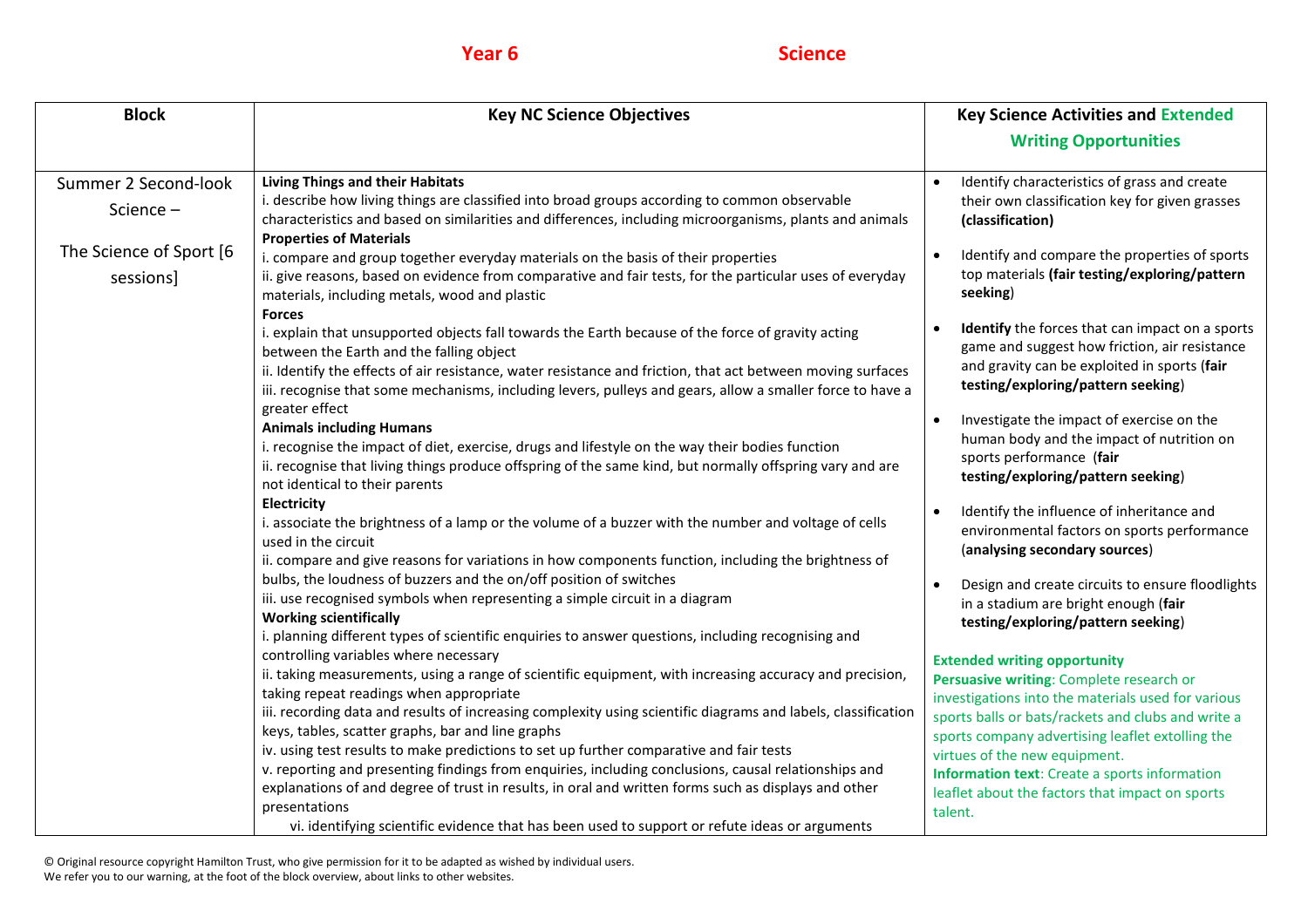**Year 6** **Science**

| Block | Key NC Science Objectives | Key Science Activities and Extended Writing Opportunities |
|---|---|---|
| Summer 2 Second-look Science – The Science of Sport [6 sessions] | **Living Things and their Habitats**<br>i. describe how living things are classified into broad groups according to common observable characteristics and based on similarities and differences, including microorganisms, plants and animals<br>**Properties of Materials**<br>i. compare and group together everyday materials on the basis of their properties<br>ii. give reasons, based on evidence from comparative and fair tests, for the particular uses of everyday materials, including metals, wood and plastic<br>**Forces**<br>i. explain that unsupported objects fall towards the Earth because of the force of gravity acting between the Earth and the falling object<br>ii. Identify the effects of air resistance, water resistance and friction, that act between moving surfaces<br>iii. recognise that some mechanisms, including levers, pulleys and gears, allow a smaller force to have a greater effect<br>**Animals including Humans**<br>i. recognise the impact of diet, exercise, drugs and lifestyle on the way their bodies function<br>ii. recognise that living things produce offspring of the same kind, but normally offspring vary and are not identical to their parents<br>**Electricity**<br>i. associate the brightness of a lamp or the volume of a buzzer with the number and voltage of cells used in the circuit<br>ii. compare and give reasons for variations in how components function, including the brightness of bulbs, the loudness of buzzers and the on/off position of switches<br>iii. use recognised symbols when representing a simple circuit in a diagram<br>**Working scientifically**<br>i. planning different types of scientific enquiries to answer questions, including recognising and controlling variables where necessary<br>ii. taking measurements, using a range of scientific equipment, with increasing accuracy and precision, taking repeat readings when appropriate<br>iii. recording data and results of increasing complexity using scientific diagrams and labels, classification keys, tables, scatter graphs, bar and line graphs<br>iv. using test results to make predictions to set up further comparative and fair tests<br>v. reporting and presenting findings from enquiries, including conclusions, causal relationships and explanations of and degree of trust in results, in oral and written forms such as displays and other presentations<br>vi. identifying scientific evidence that has been used to support or refute ideas or arguments | • Identify characteristics of grass and create their own classification key for given grasses **(classification)**<br>• Identify and compare the properties of sports top materials **(fair testing/exploring/pattern seeking)**<br>• **Identify** the forces that can impact on a sports game and suggest how friction, air resistance and gravity can be exploited in sports (**fair testing/exploring/pattern seeking**)<br>• Investigate the impact of exercise on the human body and the impact of nutrition on sports performance (**fair testing/exploring/pattern seeking**)<br>• Identify the influence of inheritance and environmental factors on sports performance (**analysing secondary sources**)<br>• Design and create circuits to ensure floodlights in a stadium are bright enough (**fair testing/exploring/pattern seeking**)<br><br>**Extended writing opportunity**<br>**Persuasive writing**: Complete research or investigations into the materials used for various sports balls or bats/rackets and clubs and write a sports company advertising leaflet extolling the virtues of the new equipment.<br>**Information text**: Create a sports information leaflet about the factors that impact on sports talent. |

© Original resource copyright Hamilton Trust, who give permission for it to be adapted as wished by individual users.
We refer you to our warning, at the foot of the block overview, about links to other websites.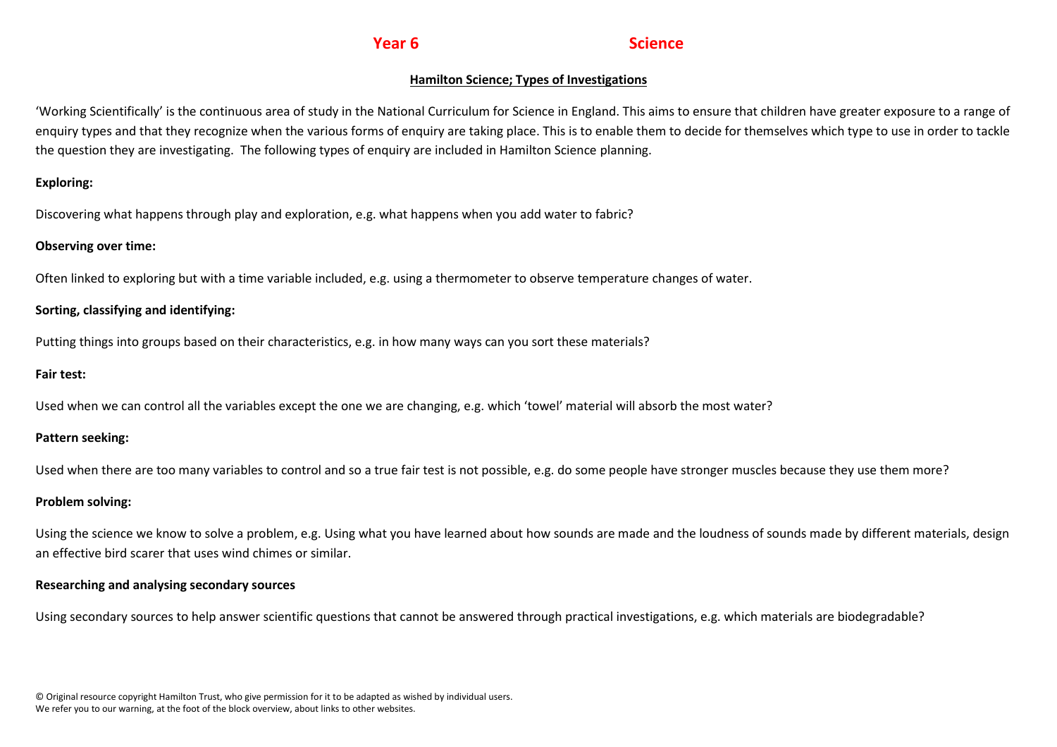**Year 6 Science**

## Hamilton Science; Types of Investigations

'Working Scientifically' is the continuous area of study in the National Curriculum for Science in England. This aims to ensure that children have greater exposure to a range of enquiry types and that they recognize when the various forms of enquiry are taking place. This is to enable them to decide for themselves which type to use in order to tackle the question they are investigating. The following types of enquiry are included in Hamilton Science planning.

**Exploring:**

Discovering what happens through play and exploration, e.g. what happens when you add water to fabric?

**Observing over time:**

Often linked to exploring but with a time variable included, e.g. using a thermometer to observe temperature changes of water.

**Sorting, classifying and identifying:**

Putting things into groups based on their characteristics, e.g. in how many ways can you sort these materials?

**Fair test:**

Used when we can control all the variables except the one we are changing, e.g. which 'towel' material will absorb the most water?

**Pattern seeking:**

Used when there are too many variables to control and so a true fair test is not possible, e.g. do some people have stronger muscles because they use them more?

**Problem solving:**

Using the science we know to solve a problem, e.g. Using what you have learned about how sounds are made and the loudness of sounds made by different materials, design an effective bird scarer that uses wind chimes or similar.

**Researching and analysing secondary sources**

Using secondary sources to help answer scientific questions that cannot be answered through practical investigations, e.g. which materials are biodegradable?

© Original resource copyright Hamilton Trust, who give permission for it to be adapted as wished by individual users.
We refer you to our warning, at the foot of the block overview, about links to other websites.